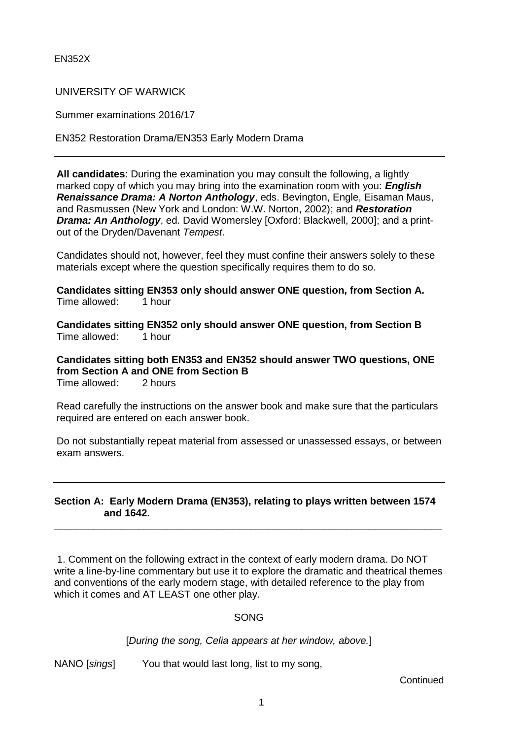EN352X

UNIVERSITY OF WARWICK

Summer examinations 2016/17

EN352 Restoration Drama/EN353 Early Modern Drama

---

**All candidates**: During the examination you may consult the following, a lightly marked copy of which you may bring into the examination room with you: ***English Renaissance Drama: A Norton Anthology***, eds. Bevington, Engle, Eisaman Maus, and Rasmussen (New York and London: W.W. Norton, 2002); and ***Restoration Drama: An Anthology***, ed. David Womersley [Oxford: Blackwell, 2000]; and a print-out of the Dryden/Davenant *Tempest*.

Candidates should not, however, feel they must confine their answers solely to these materials except where the question specifically requires them to do so.

**Candidates sitting EN353 only should answer ONE question, from Section A.**
Time allowed: 1 hour

**Candidates sitting EN352 only should answer ONE question, from Section B**
Time allowed: 1 hour

**Candidates sitting both EN353 and EN352 should answer TWO questions, ONE from Section A and ONE from Section B**
Time allowed: 2 hours

Read carefully the instructions on the answer book and make sure that the particulars required are entered on each answer book.

Do not substantially repeat material from assessed or unassessed essays, or between exam answers.

---

## Section A: Early Modern Drama (EN353), relating to plays written between 1574 and 1642.

---

1. Comment on the following extract in the context of early modern drama. Do NOT write a line-by-line commentary but use it to explore the dramatic and theatrical themes and conventions of the early modern stage, with detailed reference to the play from which it comes and AT LEAST one other play.

SONG

[*During the song, Celia appears at her window, above.*]

NANO [*sings*] You that would last long, list to my song,

Continued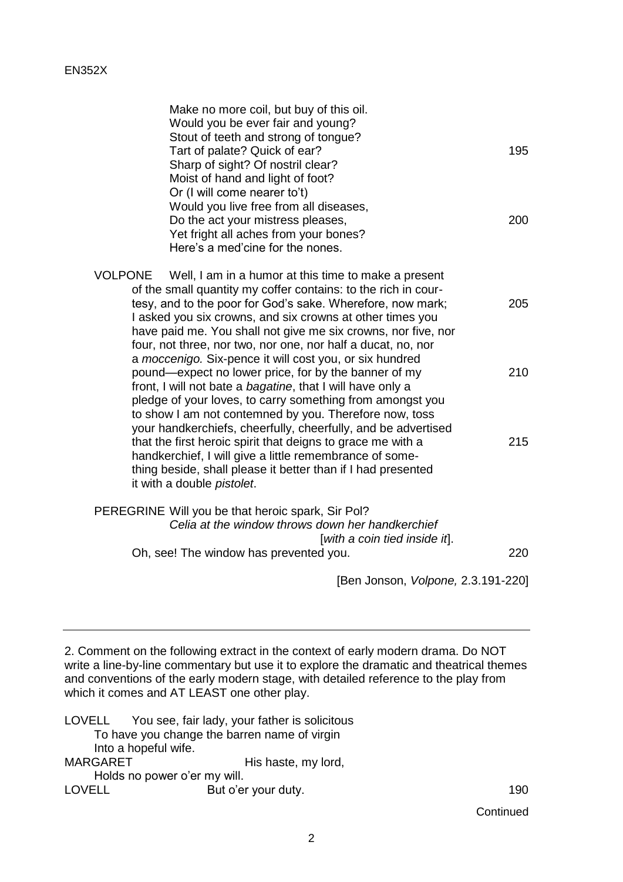Make no more coil, but buy of this oil.
Would you be ever fair and young?
Stout of teeth and strong of tongue?
Tart of palate? Quick of ear? 195
Sharp of sight? Of nostril clear?
Moist of hand and light of foot?
Or (I will come nearer to't)
Would you live free from all diseases,
Do the act your mistress pleases, 200
Yet fright all aches from your bones?
Here's a med'cine for the nones.

VOLPONE Well, I am in a humor at this time to make a present of the small quantity my coffer contains: to the rich in courtesy, and to the poor for God's sake. Wherefore, now mark; 205
I asked you six crowns, and six crowns at other times you have paid me. You shall not give me six crowns, nor five, nor four, not three, nor two, nor one, nor half a ducat, no, nor a *moccenigo.* Six-pence it will cost you, or six hundred pound—expect no lower price, for by the banner of my 210
front, I will not bate a *bagatine*, that I will have only a pledge of your loves, to carry something from amongst you to show I am not contemned by you. Therefore now, toss your handkerchiefs, cheerfully, cheerfully, and be advertised that the first heroic spirit that deigns to grace me with a 215
handkerchief, I will give a little remembrance of something beside, shall please it better than if I had presented it with a double *pistolet*.

PEREGRINE Will you be that heroic spark, Sir Pol?
*Celia at the window throws down her handkerchief [with a coin tied inside it].*
Oh, see! The window has prevented you. 220

[Ben Jonson, *Volpone,* 2.3.191-220]

---

2. Comment on the following extract in the context of early modern drama. Do NOT write a line-by-line commentary but use it to explore the dramatic and theatrical themes and conventions of the early modern stage, with detailed reference to the play from which it comes and AT LEAST one other play.

LOVELL You see, fair lady, your father is solicitous
To have you change the barren name of virgin
Into a hopeful wife.
MARGARET His haste, my lord,
Holds no power o'er my will.
LOVELL But o'er your duty. 190

Continued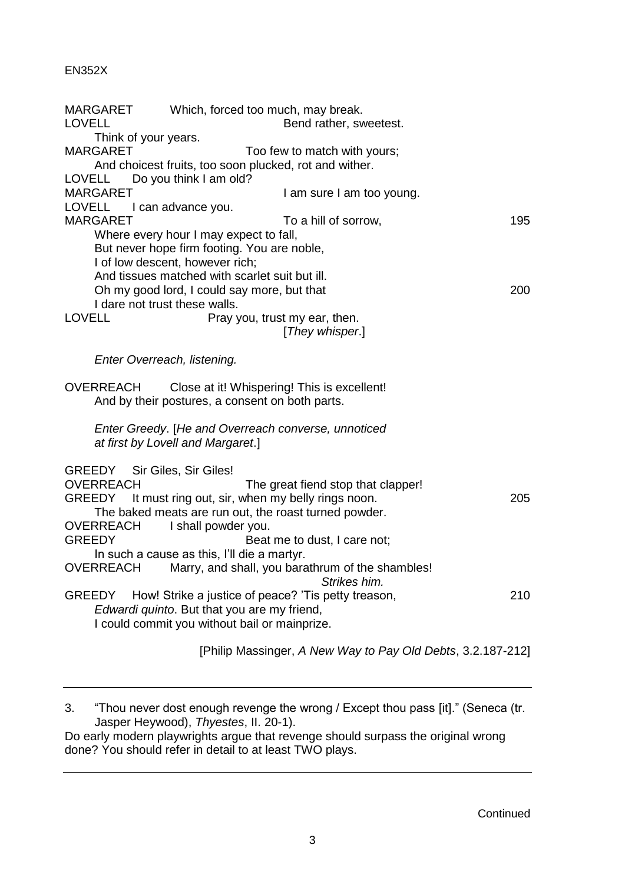MARGARET Which, forced too much, may break.
LOVELL Bend rather, sweetest.
Think of your years.
MARGARET Too few to match with yours;
And choicest fruits, too soon plucked, rot and wither.
LOVELL Do you think I am old?
MARGARET I am sure I am too young.
LOVELL I can advance you.
MARGARET To a hill of sorrow, 195
Where every hour I may expect to fall,
But never hope firm footing. You are noble,
I of low descent, however rich;
And tissues matched with scarlet suit but ill.
Oh my good lord, I could say more, but that 200
I dare not trust these walls.
LOVELL Pray you, trust my ear, then.
[*They whisper*.]

*Enter Overreach, listening.*

OVERREACH Close at it! Whispering! This is excellent!
And by their postures, a consent on both parts.

*Enter Greedy*. [*He and Overreach converse, unnoticed at first by Lovell and Margaret*.]

GREEDY Sir Giles, Sir Giles!
OVERREACH The great fiend stop that clapper!
GREEDY It must ring out, sir, when my belly rings noon. 205
The baked meats are run out, the roast turned powder.
OVERREACH I shall powder you.
GREEDY Beat me to dust, I care not;
In such a cause as this, I'll die a martyr.
OVERREACH Marry, and shall, you barathrum of the shambles!
*Strikes him.*
GREEDY How! Strike a justice of peace? 'Tis petty treason, 210
*Edwardi quinto*. But that you are my friend,
I could commit you without bail or mainprize.

[Philip Massinger, *A New Way to Pay Old Debts*, 3.2.187-212]

---

3. "Thou never dost enough revenge the wrong / Except thou pass [it]." (Seneca (tr. Jasper Heywood), *Thyestes*, II. 20-1).
Do early modern playwrights argue that revenge should surpass the original wrong done? You should refer in detail to at least TWO plays.

---

Continued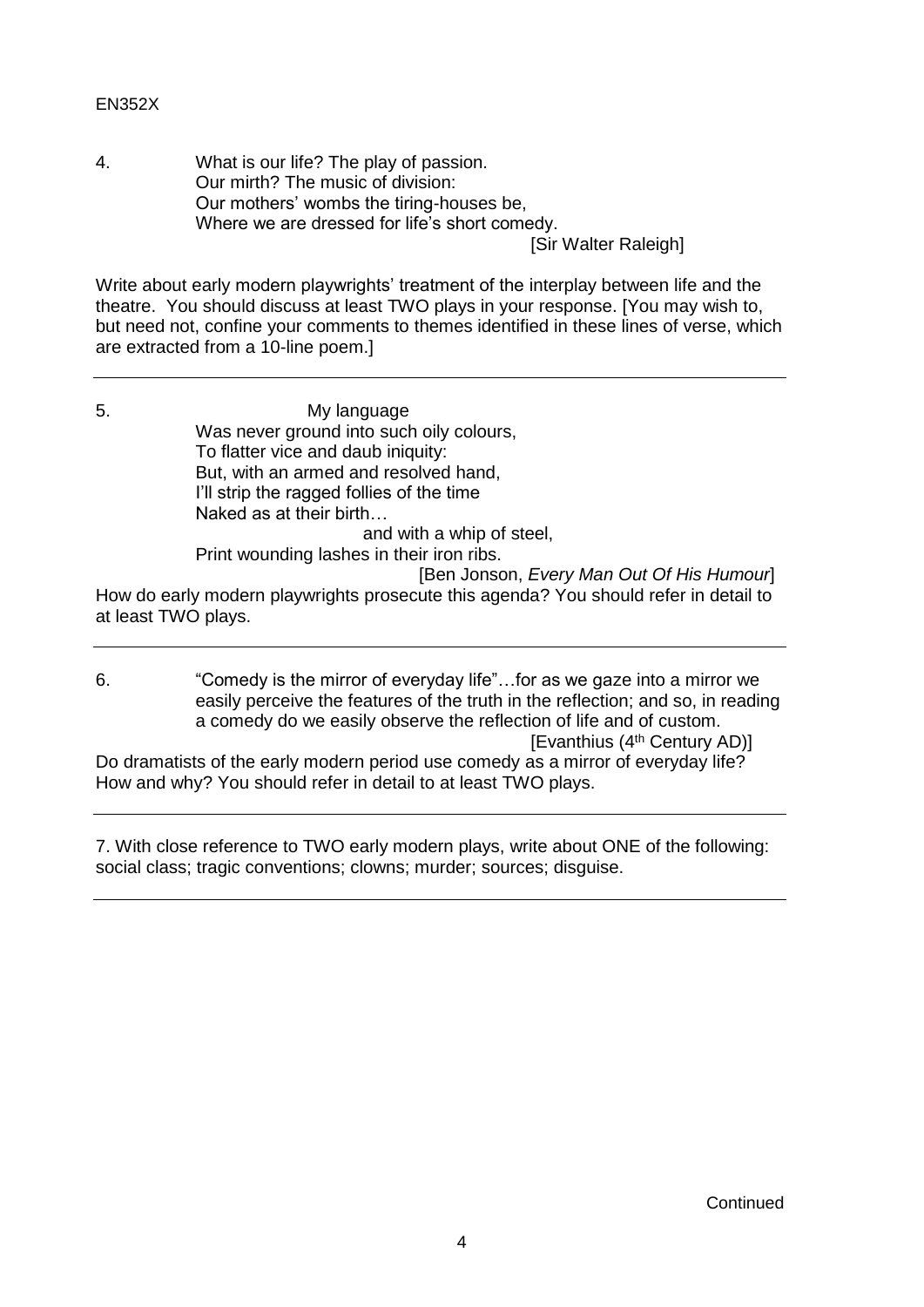4. What is our life? The play of passion.
   Our mirth? The music of division:
   Our mothers' wombs the tiring-houses be,
   Where we are dressed for life's short comedy.
   [Sir Walter Raleigh]

Write about early modern playwrights' treatment of the interplay between life and the theatre. You should discuss at least TWO plays in your response. [You may wish to, but need not, confine your comments to themes identified in these lines of verse, which are extracted from a 10-line poem.]

---

5. My language
   Was never ground into such oily colours,
   To flatter vice and daub iniquity:
   But, with an armed and resolved hand,
   I'll strip the ragged follies of the time
   Naked as at their birth…
   and with a whip of steel,
   Print wounding lashes in their iron ribs.
   [Ben Jonson, *Every Man Out Of His Humour*]

How do early modern playwrights prosecute this agenda? You should refer in detail to at least TWO plays.

---

6. "Comedy is the mirror of everyday life"…for as we gaze into a mirror we easily perceive the features of the truth in the reflection; and so, in reading a comedy do we easily observe the reflection of life and of custom.
   [Evanthius (4th Century AD)]

Do dramatists of the early modern period use comedy as a mirror of everyday life? How and why? You should refer in detail to at least TWO plays.

---

7. With close reference to TWO early modern plays, write about ONE of the following: social class; tragic conventions; clowns; murder; sources; disguise.

---

Continued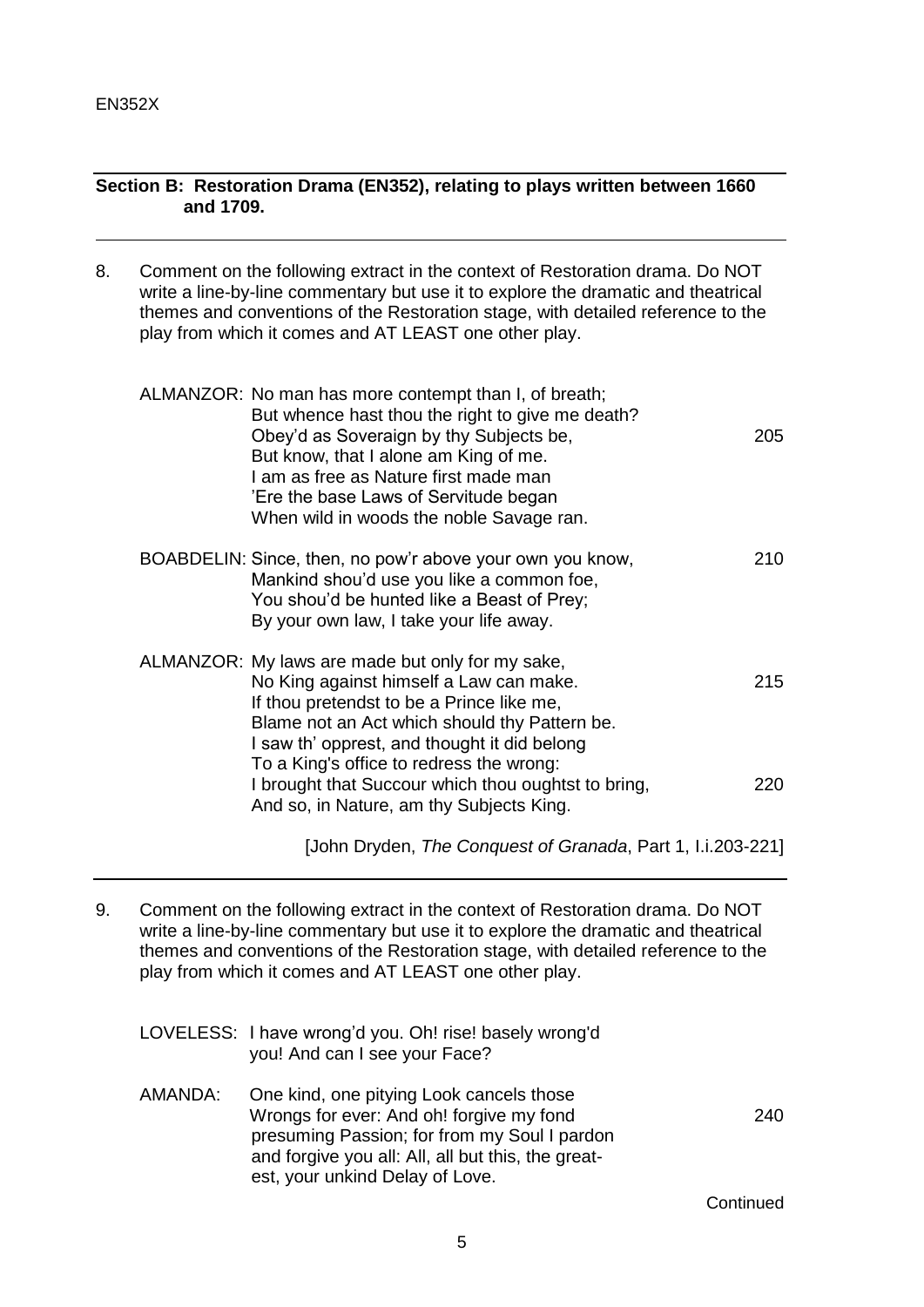## Section B: Restoration Drama (EN352), relating to plays written between 1660 and 1709.

8. Comment on the following extract in the context of Restoration drama. Do NOT write a line-by-line commentary but use it to explore the dramatic and theatrical themes and conventions of the Restoration stage, with detailed reference to the play from which it comes and AT LEAST one other play.

| | | |
|---|---|---|
| ALMANZOR: | No man has more contempt than I, of breath;<br>But whence hast thou the right to give me death?<br>Obey'd as Soveraign by thy Subjects be,<br>But know, that I alone am King of me.<br>I am as free as Nature first made man<br>'Ere the base Laws of Servitude began<br>When wild in woods the noble Savage ran. | <br><br>205<br><br><br><br> |
| BOABDELIN: | Since, then, no pow'r above your own you know,<br>Mankind shou'd use you like a common foe,<br>You shou'd be hunted like a Beast of Prey;<br>By your own law, I take your life away. | 210<br><br><br> |
| ALMANZOR: | My laws are made but only for my sake,<br>No King against himself a Law can make.<br>If thou pretendst to be a Prince like me,<br>Blame not an Act which should thy Pattern be.<br>I saw th' opprest, and thought it did belong<br>To a King's office to redress the wrong:<br>I brought that Succour which thou oughtst to bring,<br>And so, in Nature, am thy Subjects King. | <br>215<br><br><br><br><br>220<br> |

[John Dryden, *The Conquest of Granada*, Part 1, I.i.203-221]

9. Comment on the following extract in the context of Restoration drama. Do NOT write a line-by-line commentary but use it to explore the dramatic and theatrical themes and conventions of the Restoration stage, with detailed reference to the play from which it comes and AT LEAST one other play.

| | | |
|---|---|---|
| LOVELESS: | I have wrong'd you. Oh! rise! basely wrong'd you! And can I see your Face? | |
| AMANDA: | One kind, one pitying Look cancels those<br>Wrongs for ever: And oh! forgive my fond<br>presuming Passion; for from my Soul I pardon<br>and forgive you all: All, all but this, the great-<br>est, your unkind Delay of Love. | <br>240<br><br><br> |

Continued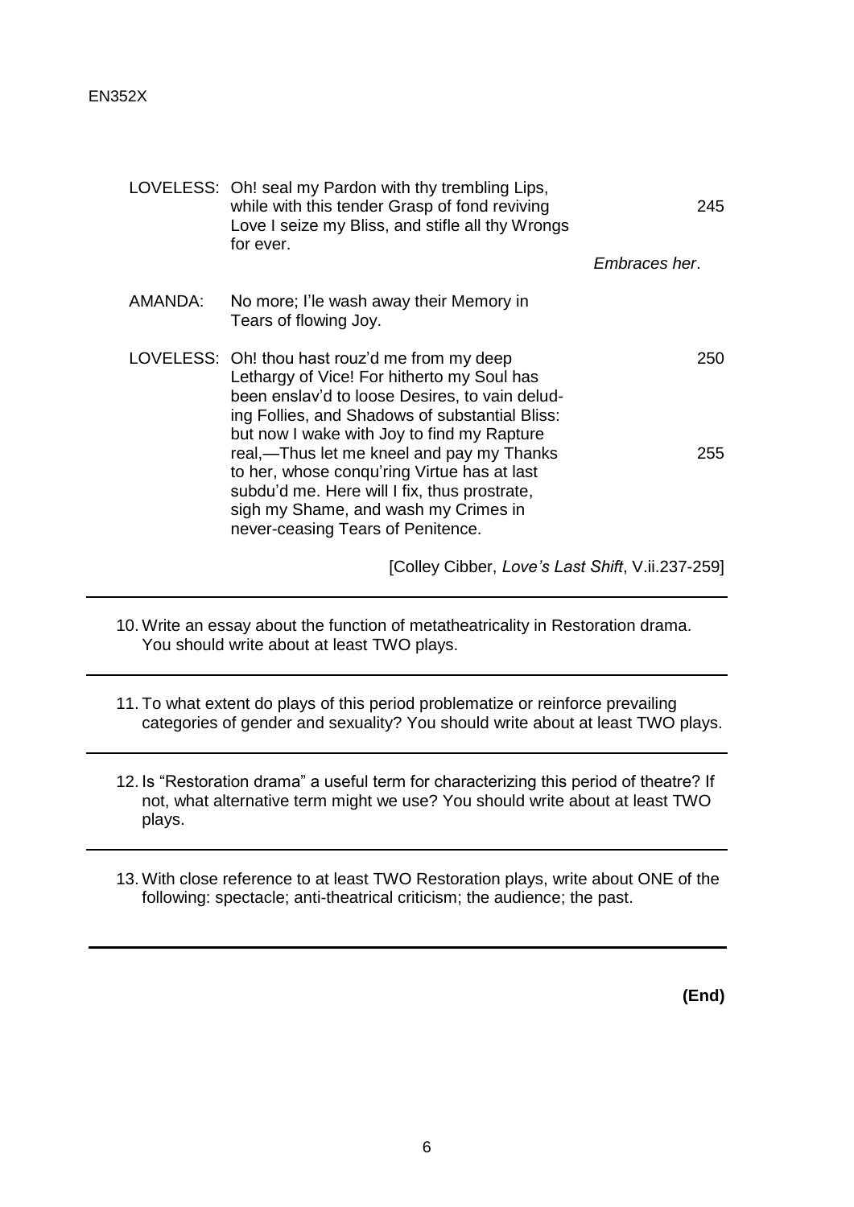LOVELESS: Oh! seal my Pardon with thy trembling Lips, while with this tender Grasp of fond reviving Love I seize my Bliss, and stifle all thy Wrongs for ever. 245

*Embraces her*.

AMANDA: No more; I'le wash away their Memory in Tears of flowing Joy.

LOVELESS: Oh! thou hast rouz'd me from my deep Lethargy of Vice! For hitherto my Soul has been enslav'd to loose Desires, to vain deluding Follies, and Shadows of substantial Bliss: but now I wake with Joy to find my Rapture real,—Thus let me kneel and pay my Thanks to her, whose conqu'ring Virtue has at last subdu'd me. Here will I fix, thus prostrate, sigh my Shame, and wash my Crimes in never-ceasing Tears of Penitence. 250 255

[Colley Cibber, *Love's Last Shift*, V.ii.237-259]

---

10. Write an essay about the function of metatheatricality in Restoration drama. You should write about at least TWO plays.

---

11. To what extent do plays of this period problematize or reinforce prevailing categories of gender and sexuality? You should write about at least TWO plays.

---

12. Is "Restoration drama" a useful term for characterizing this period of theatre? If not, what alternative term might we use? You should write about at least TWO plays.

---

13. With close reference to at least TWO Restoration plays, write about ONE of the following: spectacle; anti-theatrical criticism; the audience; the past.

---

**(End)**